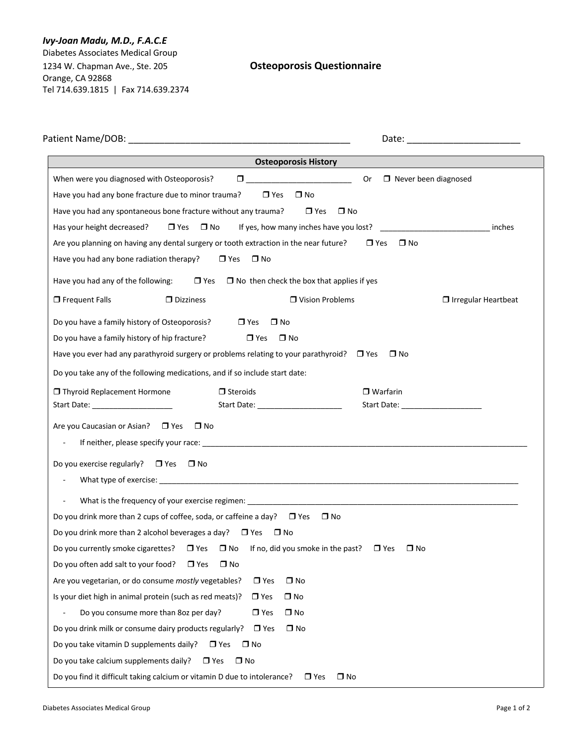***Ivy-Joan Madu, M.D., F.A.C.E***
Diabetes Associates Medical Group
1234 W. Chapman Ave., Ste. 205
Orange, CA 92868
Tel 714.639.1815 | Fax 714.639.2374

## Osteoporosis Questionnaire

Patient Name/DOB: ____________________________________________ Date: ______________________

### Osteoporosis History

When were you diagnosed with Osteoporosis? ❒ ________________________ Or ❒ Never been diagnosed

Have you had any bone fracture due to minor trauma? ❒ Yes ❒ No

Have you had any spontaneous bone fracture without any trauma? ❒ Yes ❒ No

Has your height decreased? ❒ Yes ❒ No If yes, how many inches have you lost? _________________________ inches

Are you planning on having any dental surgery or tooth extraction in the near future? ❒ Yes ❒ No

Have you had any bone radiation therapy? ❒ Yes ❒ No

Have you had any of the following: ❒ Yes ❒ No then check the box that applies if yes

❒ Frequent Falls ❒ Dizziness ❒ Vision Problems ❒ Irregular Heartbeat

Do you have a family history of Osteoporosis? ❒ Yes ❒ No

Do you have a family history of hip fracture? ❒ Yes ❒ No

Have you ever had any parathyroid surgery or problems relating to your parathyroid? ❒ Yes ❒ No

Do you take any of the following medications, and if so include start date:

❒ Thyroid Replacement Hormone
Start Date: ___________________

❒ Steroids
Start Date: ____________________

❒ Warfarin
Start Date: ___________________

Are you Caucasian or Asian? ❒ Yes ❒ No

- If neither, please specify your race: ______________________________________________________________________________

Do you exercise regularly? ❒ Yes ❒ No

- What type of exercise: ______________________________________________________________________________________
- What is the frequency of your exercise regimen: ______________________________________________________________

Do you drink more than 2 cups of coffee, soda, or caffeine a day? ❒ Yes ❒ No

Do you drink more than 2 alcohol beverages a day? ❒ Yes ❒ No

Do you currently smoke cigarettes? ❒ Yes ❒ No If no, did you smoke in the past? ❒ Yes ❒ No

Do you often add salt to your food? ❒ Yes ❒ No

Are you vegetarian, or do consume *mostly* vegetables? ❒ Yes ❒ No

Is your diet high in animal protein (such as red meats)? ❒ Yes ❒ No

- Do you consume more than 8oz per day? ❒ Yes ❒ No

Do you drink milk or consume dairy products regularly? ❒ Yes ❒ No

Do you take vitamin D supplements daily? ❒ Yes ❒ No

Do you take calcium supplements daily? ❒ Yes ❒ No

Do you find it difficult taking calcium or vitamin D due to intolerance? ❒ Yes ❒ No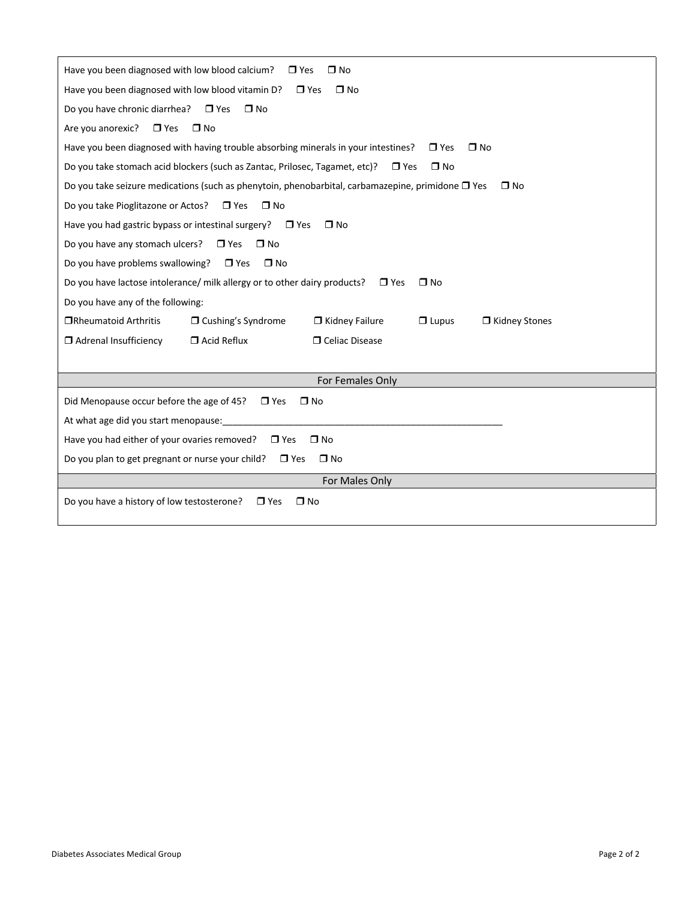Have you been diagnosed with low blood calcium? ❒ Yes ❒ No

Have you been diagnosed with low blood vitamin D? ❒ Yes ❒ No

Do you have chronic diarrhea? ❒ Yes ❒ No

Are you anorexic? ❒ Yes ❒ No

Have you been diagnosed with having trouble absorbing minerals in your intestines? ❒ Yes ❒ No

Do you take stomach acid blockers (such as Zantac, Prilosec, Tagamet, etc)? ❒ Yes ❒ No

Do you take seizure medications (such as phenytoin, phenobarbital, carbamazepine, primidone ❒ Yes ❒ No

Do you take Pioglitazone or Actos? ❒ Yes ❒ No

Have you had gastric bypass or intestinal surgery? ❒ Yes ❒ No

Do you have any stomach ulcers? ❒ Yes ❒ No

Do you have problems swallowing? ❒ Yes ❒ No

Do you have lactose intolerance/ milk allergy or to other dairy products? ❒ Yes ❒ No

Do you have any of the following:

❒Rheumatoid Arthritis ❒ Cushing's Syndrome ❒ Kidney Failure ❒ Lupus ❒ Kidney Stones

❒ Adrenal Insufficiency ❒ Acid Reflux ❒ Celiac Disease

## For Females Only

Did Menopause occur before the age of 45? ❒ Yes ❒ No

At what age did you start menopause:\_\_\_\_\_\_\_\_\_\_\_\_\_\_\_\_\_\_\_\_\_\_\_\_\_\_\_\_\_\_\_\_\_\_\_\_\_\_\_\_\_\_\_\_\_\_\_\_\_\_\_\_\_\_\_\_\_\_\_\_

Have you had either of your ovaries removed? ❒ Yes ❒ No

Do you plan to get pregnant or nurse your child? ❒ Yes ❒ No

## For Males Only

Do you have a history of low testosterone? ❒ Yes ❒ No